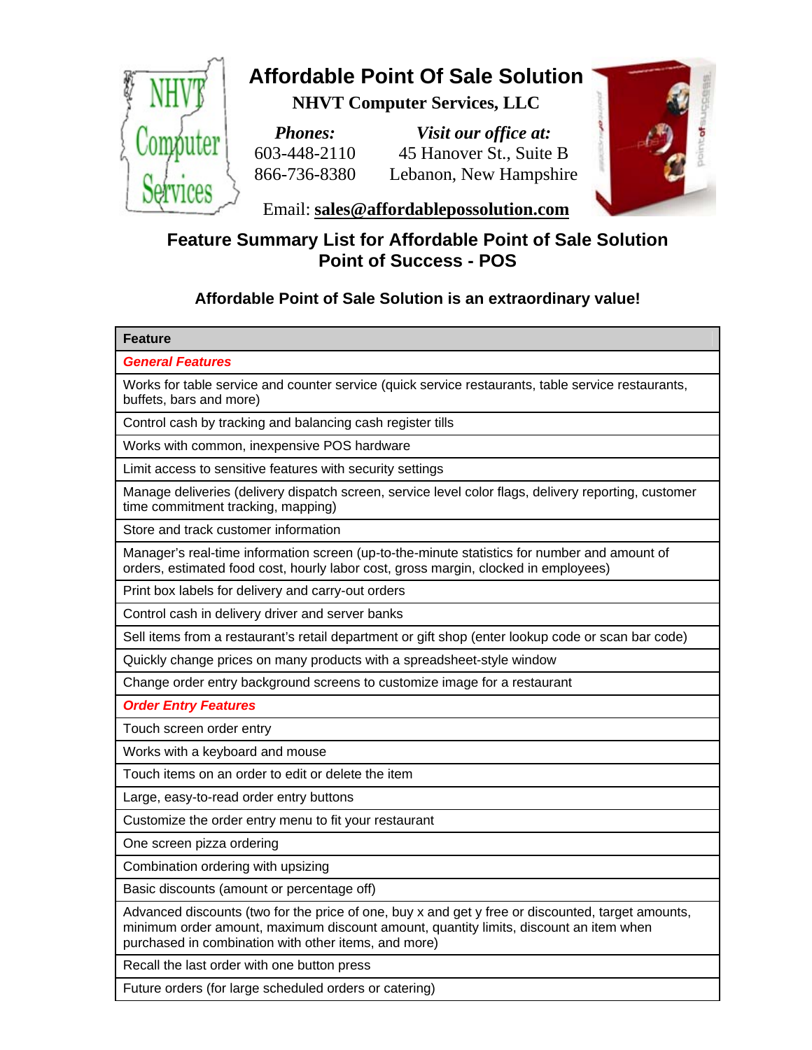# Affordable Point Of Sale Solution

**NHVT Computer Services, LLC**

***Phones:***
603-448-2110
866-736-8380

***Visit our office at:***
45 Hanover St., Suite B
Lebanon, New Hampshire

Email: **sales@affordablepossolution.com**

## Feature Summary List for Affordable Point of Sale Solution
## Point of Success - POS

**Affordable Point of Sale Solution is an extraordinary value!**

| Feature |
|---|
| ***General Features*** |
| Works for table service and counter service (quick service restaurants, table service restaurants, buffets, bars and more) |
| Control cash by tracking and balancing cash register tills |
| Works with common, inexpensive POS hardware |
| Limit access to sensitive features with security settings |
| Manage deliveries (delivery dispatch screen, service level color flags, delivery reporting, customer time commitment tracking, mapping) |
| Store and track customer information |
| Manager's real-time information screen (up-to-the-minute statistics for number and amount of orders, estimated food cost, hourly labor cost, gross margin, clocked in employees) |
| Print box labels for delivery and carry-out orders |
| Control cash in delivery driver and server banks |
| Sell items from a restaurant's retail department or gift shop (enter lookup code or scan bar code) |
| Quickly change prices on many products with a spreadsheet-style window |
| Change order entry background screens to customize image for a restaurant |
| ***Order Entry Features*** |
| Touch screen order entry |
| Works with a keyboard and mouse |
| Touch items on an order to edit or delete the item |
| Large, easy-to-read order entry buttons |
| Customize the order entry menu to fit your restaurant |
| One screen pizza ordering |
| Combination ordering with upsizing |
| Basic discounts (amount or percentage off) |
| Advanced discounts (two for the price of one, buy x and get y free or discounted, target amounts, minimum order amount, maximum discount amount, quantity limits, discount an item when purchased in combination with other items, and more) |
| Recall the last order with one button press |
| Future orders (for large scheduled orders or catering) |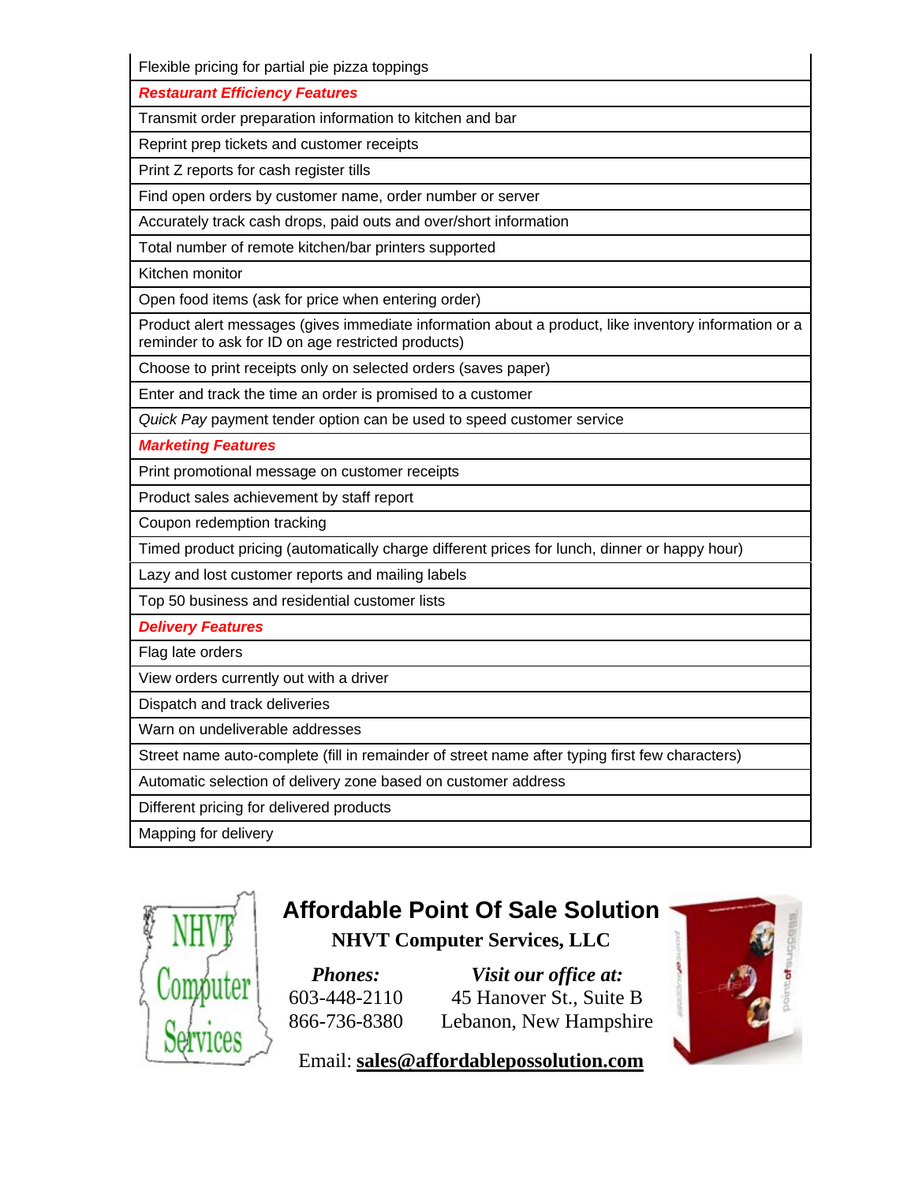| |
|---|
| Flexible pricing for partial pie pizza toppings |
| ***Restaurant Efficiency Features*** |
| Transmit order preparation information to kitchen and bar |
| Reprint prep tickets and customer receipts |
| Print Z reports for cash register tills |
| Find open orders by customer name, order number or server |
| Accurately track cash drops, paid outs and over/short information |
| Total number of remote kitchen/bar printers supported |
| Kitchen monitor |
| Open food items (ask for price when entering order) |
| Product alert messages (gives immediate information about a product, like inventory information or a reminder to ask for ID on age restricted products) |
| Choose to print receipts only on selected orders (saves paper) |
| Enter and track the time an order is promised to a customer |
| *Quick Pay* payment tender option can be used to speed customer service |
| ***Marketing Features*** |
| Print promotional message on customer receipts |
| Product sales achievement by staff report |
| Coupon redemption tracking |
| Timed product pricing (automatically charge different prices for lunch, dinner or happy hour) |
| Lazy and lost customer reports and mailing labels |
| Top 50 business and residential customer lists |
| ***Delivery Features*** |
| Flag late orders |
| View orders currently out with a driver |
| Dispatch and track deliveries |
| Warn on undeliverable addresses |
| Street name auto-complete (fill in remainder of street name after typing first few characters) |
| Automatic selection of delivery zone based on customer address |
| Different pricing for delivered products |
| Mapping for delivery |

NHVT Computer Services

# Affordable Point Of Sale Solution

**NHVT Computer Services, LLC**

***Phones:***
603-448-2110
866-736-8380

***Visit our office at:***
45 Hanover St., Suite B
Lebanon, New Hampshire

Email: **sales@affordablepossolution.com**